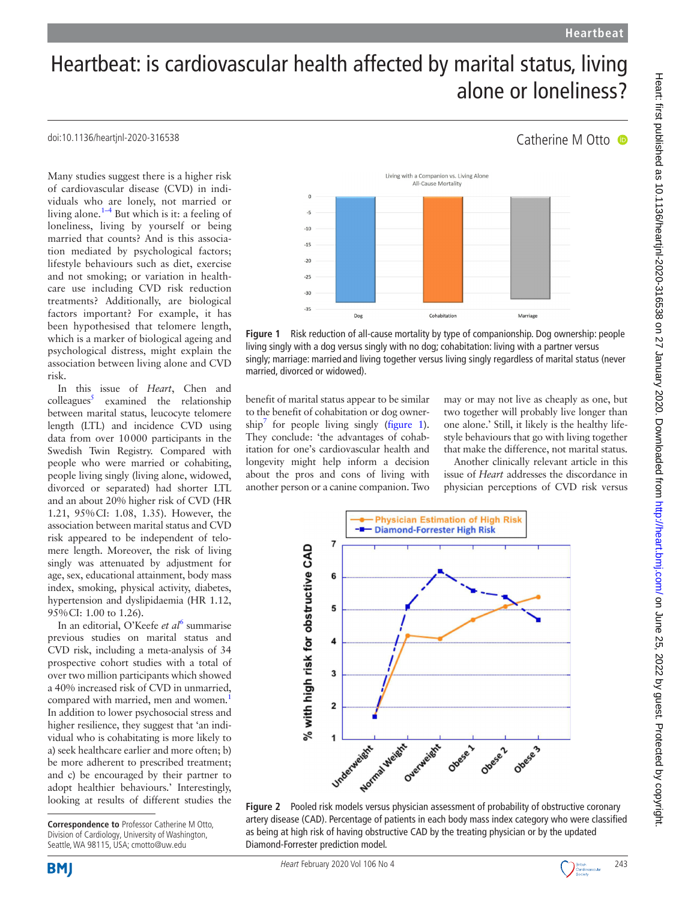# Heartbeat: is cardiovascular health affected by marital status, living alone or loneliness?

doi:10.1136/heartjnl-2020-316538

Catherine M Otto

Many studies suggest there is a higher risk of cardiovascular disease (CVD) in individuals who are lonely, not married or living alone.[1–4] But which is it: a feeling of loneliness, living by yourself or being married that counts? And is this association mediated by psychological factors; lifestyle behaviours such as diet, exercise and not smoking; or variation in health-care use including CVD risk reduction treatments? Additionally, are biological factors important? For example, it has been hypothesised that telomere length, which is a marker of biological ageing and psychological distress, might explain the association between living alone and CVD risk.

In this issue of *Heart*, Chen and colleagues[5] examined the relationship between marital status, leucocyte telomere length (LTL) and incidence CVD using data from over 10 000 participants in the Swedish Twin Registry. Compared with people who were married or cohabiting, people living singly (living alone, widowed, divorced or separated) had shorter LTL and an about 20% higher risk of CVD (HR 1.21, 95% CI: 1.08, 1.35). However, the association between marital status and CVD risk appeared to be independent of telomere length. Moreover, the risk of living singly was attenuated by adjustment for age, sex, educational attainment, body mass index, smoking, physical activity, diabetes, hypertension and dyslipidaemia (HR 1.12, 95% CI: 1.00 to 1.26).

In an editorial, O'Keefe *et al*[6] summarise previous studies on marital status and CVD risk, including a meta-analysis of 34 prospective cohort studies with a total of over two million participants which showed a 40% increased risk of CVD in unmarried, compared with married, men and women.[1] In addition to lower psychosocial stress and higher resilience, they suggest that 'an individual who is cohabitating is more likely to a) seek healthcare earlier and more often; b) be more adherent to prescribed treatment; and c) be encouraged by their partner to adopt healthier behaviours.' Interestingly, looking at results of different studies the benefit of marital status appear to be similar to the benefit of cohabitation or dog ownership[7] for people living singly (figure 1). They conclude: 'the advantages of cohabitation for one's cardiovascular health and longevity might help inform a decision about the pros and cons of living with another person or a canine companion. Two may or may not live as cheaply as one, but two together will probably live longer than one alone.' Still, it likely is the healthy lifestyle behaviours that go with living together that make the difference, not marital status.

Another clinically relevant article in this issue of *Heart* addresses the discordance in physician perceptions of CVD risk versus

Figure 1 Risk reduction of all-cause mortality by type of companionship. Dog ownership: people living singly with a dog versus singly with no dog; cohabitation: living with a partner versus singly; marriage: married and living together versus living singly regardless of marital status (never married, divorced or widowed).

Figure 2 Pooled risk models versus physician assessment of probability of obstructive coronary artery disease (CAD). Percentage of patients in each body mass index category who were classified as being at high risk of having obstructive CAD by the treating physician or by the updated Diamond-Forrester prediction model.

**Correspondence to** Professor Catherine M Otto, Division of Cardiology, University of Washington, Seattle, WA 98115, USA; cmotto@uw.edu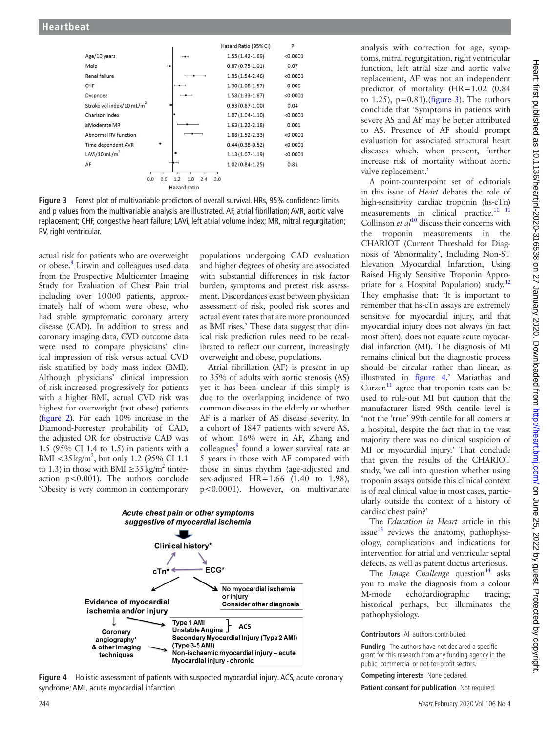| | Hazard Ratio (95% CI) | P |
|---|---|---|
| Age/10 years | 1.55 (1.42-1.69) | <0.0001 |
| Male | 0.87 (0.75-1.01) | 0.07 |
| Renal failure | 1.95 (1.54-2.46) | <0.0001 |
| CHF | 1.30 (1.08-1.57) | 0.006 |
| Dyspnoea | 1.58 (1.33-1.87) | <0.0001 |
| Stroke vol index/10 mL/m$^2$ | 0.93 (0.87-1.00) | 0.04 |
| Charlson index | 1.07 (1.04-1.10) | <0.0001 |
| ≥Moderate MR | 1.63 (1.22-2.18) | 0.001 |
| Abnormal RV function | 1.88 (1.52-2.33) | <0.0001 |
| Time dependent AVR | 0.44 (0.38-0.52) | <0.0001 |
| LAVi/10 mL/m$^2$ | 1.13 (1.07-1.19) | <0.0001 |
| AF | 1.02 (0.84-1.25) | 0.81 |

**Figure 3** Forest plot of multivariable predictors of overall survival. HRs, 95% confidence limits and p values from the multivariable analysis are illustrated. AF, atrial fibrillation; AVR, aortic valve replacement; CHF, congestive heart failure; LAVi, left atrial volume index; MR, mitral regurgitation; RV, right ventricular.

actual risk for patients who are overweight or obese.[8] Litwin and colleagues used data from the Prospective Multicenter Imaging Study for Evaluation of Chest Pain trial including over 10 000 patients, approximately half of whom were obese, who had stable symptomatic coronary artery disease (CAD). In addition to stress and coronary imaging data, CVD outcome data were used to compare physicians' clinical impression of risk versus actual CVD risk stratified by body mass index (BMI). Although physicians' clinical impression of risk increased progressively for patients with a higher BMI, actual CVD risk was highest for overweight (not obese) patients (figure 2). For each 10% increase in the Diamond-Forrester probability of CAD, the adjusted OR for obstructive CAD was 1.5 (95% CI 1.4 to 1.5) in patients with a BMI <35 kg/m$^2$, but only 1.2 (95% CI 1.1 to 1.3) in those with BMI ≥35 kg/m$^2$ (interaction p<0.001). The authors conclude 'Obesity is very common in contemporary populations undergoing CAD evaluation and higher degrees of obesity are associated with substantial differences in risk factor burden, symptoms and pretest risk assessment. Discordances exist between physician assessment of risk, pooled risk scores and actual event rates that are more pronounced as BMI rises.' These data suggest that clinical risk prediction rules need to be recalibrated to reflect our current, increasingly overweight and obese, populations.

Atrial fibrillation (AF) is present in up to 35% of adults with aortic stenosis (AS) yet it has been unclear if this simply is due to the overlapping incidence of two common diseases in the elderly or whether AF is a marker of AS disease severity. In a cohort of 1847 patients with severe AS, of whom 16% were in AF, Zhang and colleagues[9] found a lower survival rate at 5 years in those with AF compared with those in sinus rhythm (age-adjusted and sex-adjusted HR=1.66 (1.40 to 1.98), p<0.0001). However, on multivariate analysis with correction for age, symptoms, mitral regurgitation, right ventricular function, left atrial size and aortic valve replacement, AF was not an independent predictor of mortality (HR=1.02 (0.84 to 1.25), p=0.81).(figure 3). The authors conclude that 'Symptoms in patients with severe AS and AF may be better attributed to AS. Presence of AF should prompt evaluation for associated structural heart diseases which, when present, further increase risk of mortality without aortic valve replacement.'

A point-counterpoint set of editorials in this issue of *Heart* debates the role of high-sensitivity cardiac troponin (hs-cTn) measurements in clinical practice.[10 11] Collinson *et al*[10] discuss their concerns with the troponin measurements in the CHARIOT (Current Threshold for Diagnosis of 'Abnormality', Including Non-ST Elevation Myocardial Infarction, Using Raised Highly Sensitive Troponin Appropriate for a Hospital Population) study.[12] They emphasise that: 'It is important to remember that hs-cTn assays are extremely sensitive for myocardial injury, and that myocardial injury does not always (in fact most often), does not equate acute myocardial infarction (MI). The diagnosis of MI remains clinical but the diagnostic process should be circular rather than linear, as illustrated in figure 4.' Mariathas and Curzen[11] agree that troponin tests can be used to rule-out MI but caution that the manufacturer listed 99th centile level is 'not the 'true' 99th centile for all comers at a hospital, despite the fact that in the vast majority there was no clinical suspicion of MI or myocardial injury.' That conclude that given the results of the CHARIOT study, 'we call into question whether using troponin assays outside this clinical context is of real clinical value in most cases, particularly outside the context of a history of cardiac chest pain?'

The *Education in Heart* article in this issue[13] reviews the anatomy, pathophysiology, complications and indications for intervention for atrial and ventricular septal defects, as well as patent ductus arteriosus.

The *Image Challenge* question[14] asks you to make the diagnosis from a colour M-mode echocardiographic tracing; historical perhaps, but illuminates the pathophysiology.

**Figure 4** Holistic assessment of patients with suspected myocardial injury. ACS, acute coronary syndrome; AMI, acute myocardial infarction.

**Contributors** All authors contributed.

**Funding** The authors have not declared a specific grant for this research from any funding agency in the public, commercial or not-for-profit sectors.

**Competing interests** None declared.

**Patient consent for publication** Not required.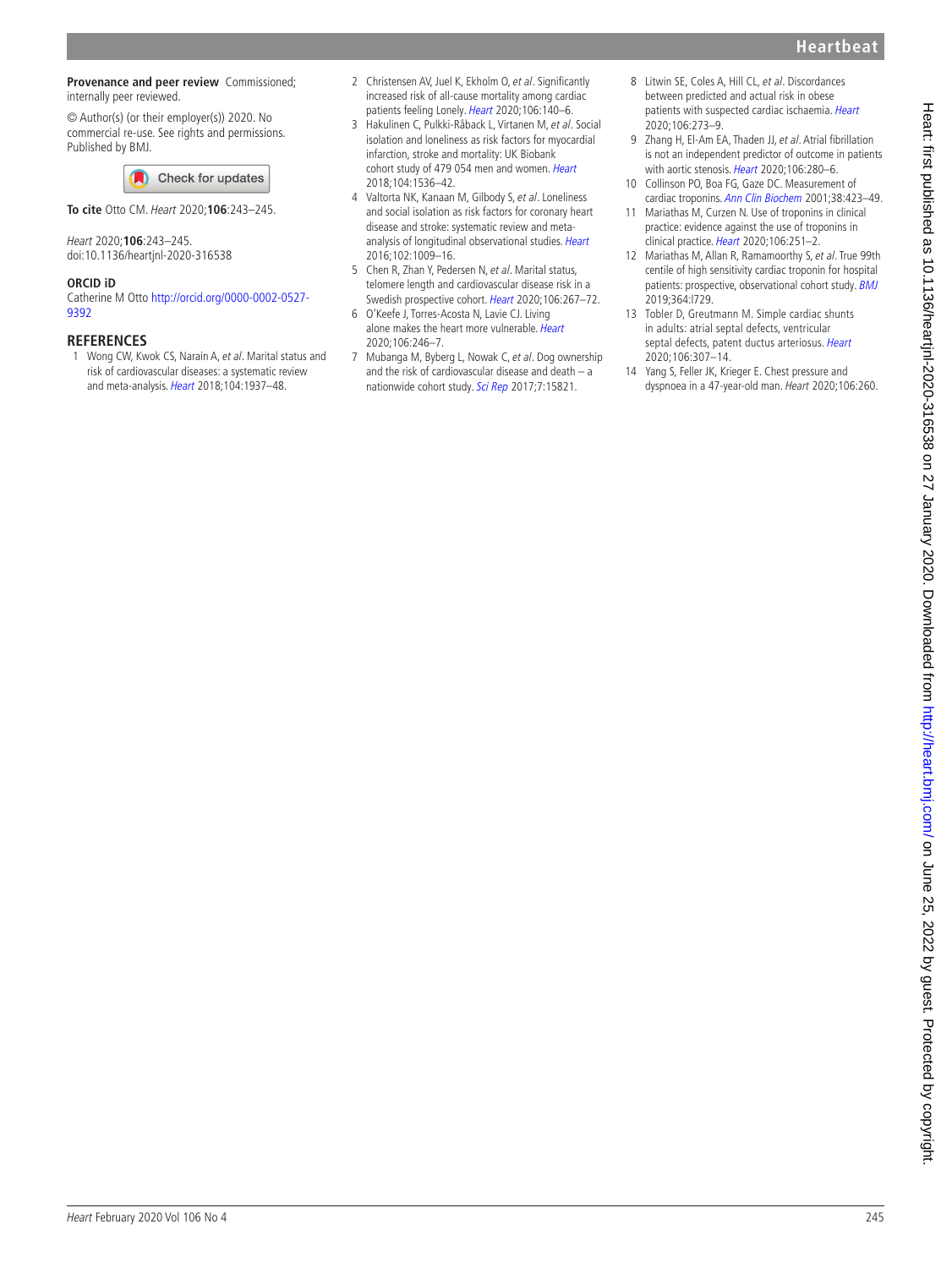**Provenance and peer review** Commissioned; internally peer reviewed.

© Author(s) (or their employer(s)) 2020. No commercial re-use. See rights and permissions. Published by BMJ.

**To cite** Otto CM. *Heart* 2020;**106**:243–245.

*Heart* 2020;**106**:243–245.
doi:10.1136/heartjnl-2020-316538

### ORCID iD

Catherine M Otto http://orcid.org/0000-0002-0527-9392

## REFERENCES

1. Wong CW, Kwok CS, Narain A, *et al*. Marital status and risk of cardiovascular diseases: a systematic review and meta-analysis. *Heart* 2018;104:1937–48.
2. Christensen AV, Juel K, Ekholm O, *et al*. Significantly increased risk of all-cause mortality among cardiac patients feeling Lonely. *Heart* 2020;106:140–6.
3. Hakulinen C, Pulkki-Råback L, Virtanen M, *et al*. Social isolation and loneliness as risk factors for myocardial infarction, stroke and mortality: UK Biobank cohort study of 479 054 men and women. *Heart* 2018;104:1536–42.
4. Valtorta NK, Kanaan M, Gilbody S, *et al*. Loneliness and social isolation as risk factors for coronary heart disease and stroke: systematic review and meta-analysis of longitudinal observational studies. *Heart* 2016;102:1009–16.
5. Chen R, Zhan Y, Pedersen N, *et al*. Marital status, telomere length and cardiovascular disease risk in a Swedish prospective cohort. *Heart* 2020;106:267–72.
6. O'Keefe J, Torres-Acosta N, Lavie CJ. Living alone makes the heart more vulnerable. *Heart* 2020;106:246–7.
7. Mubanga M, Byberg L, Nowak C, *et al*. Dog ownership and the risk of cardiovascular disease and death – a nationwide cohort study. *Sci Rep* 2017;7:15821.
8. Litwin SE, Coles A, Hill CL, *et al*. Discordances between predicted and actual risk in obese patients with suspected cardiac ischaemia. *Heart* 2020;106:273–9.
9. Zhang H, El-Am EA, Thaden JJ, *et al*. Atrial fibrillation is not an independent predictor of outcome in patients with aortic stenosis. *Heart* 2020;106:280–6.
10. Collinson PO, Boa FG, Gaze DC. Measurement of cardiac troponins. *Ann Clin Biochem* 2001;38:423–49.
11. Mariathas M, Curzen N. Use of troponins in clinical practice: evidence against the use of troponins in clinical practice. *Heart* 2020;106:251–2.
12. Mariathas M, Allan R, Ramamoorthy S, *et al*. True 99th centile of high sensitivity cardiac troponin for hospital patients: prospective, observational cohort study. *BMJ* 2019;364:l729.
13. Tobler D, Greutmann M. Simple cardiac shunts in adults: atrial septal defects, ventricular septal defects, patent ductus arteriosus. *Heart* 2020;106:307–14.
14. Yang S, Feller JK, Krieger E. Chest pressure and dyspnoea in a 47-year-old man. *Heart* 2020;106:260.